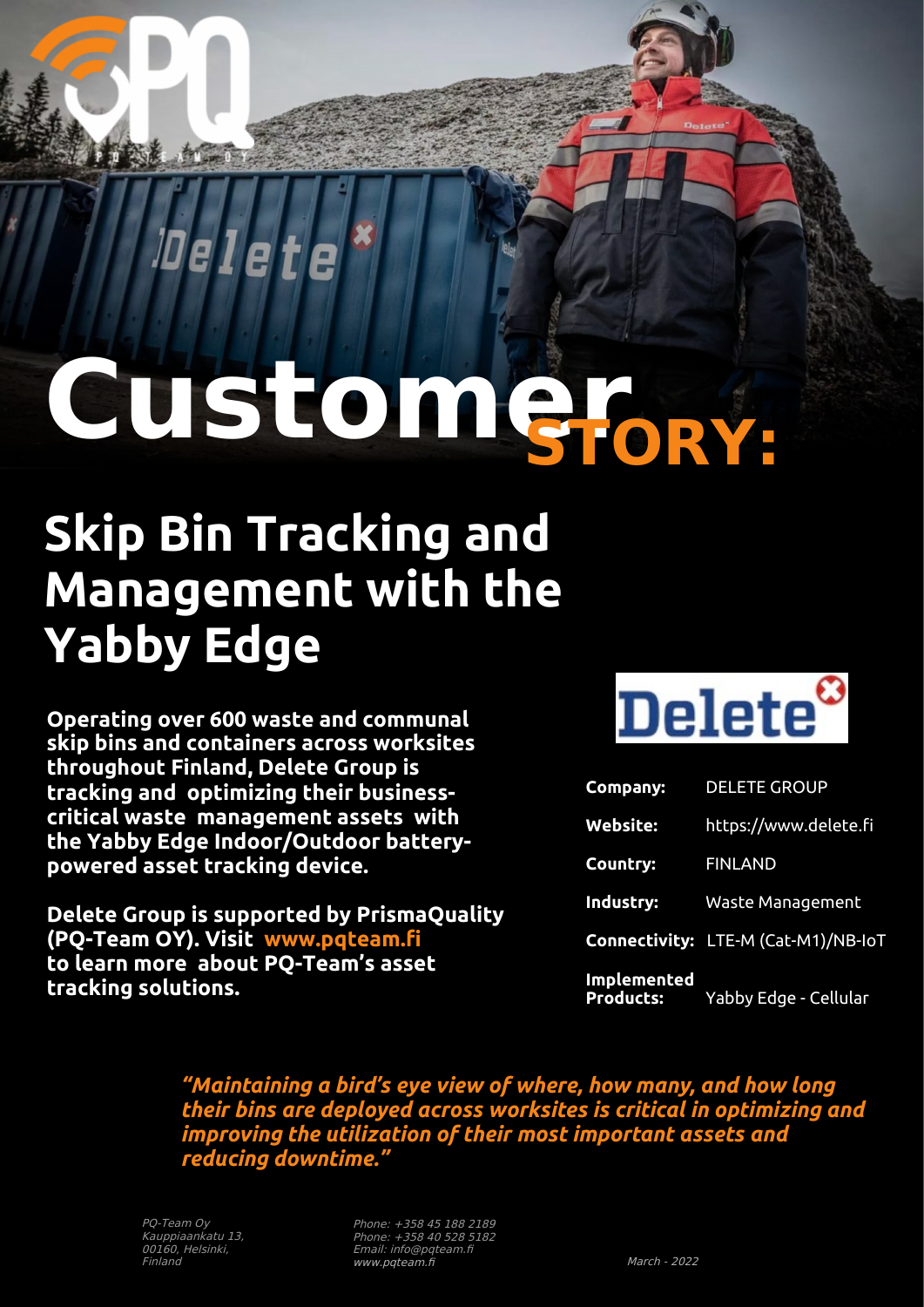# Customer STORY:

## Skip Bin Tracking and Management with the Yabby Edge

**Operating over 600 waste and communal skip bins and containers across worksites throughout Finland, Delete Group is tracking and optimizing their business-critical waste management assets with the Yabby Edge Indoor/Outdoor battery-powered asset tracking device.**

**Delete Group is supported by PrismaQuality (PQ-Team OY). Visit www.pqteam.fi to learn more about PQ-Team's asset tracking solutions.**

| | |
|---|---|
| **Company:** | DELETE GROUP |
| **Website:** | https://www.delete.fi |
| **Country:** | FINLAND |
| **Industry:** | Waste Management |
| **Connectivity:** | LTE-M (Cat-M1)/NB-IoT |
| **Implemented Products:** | Yabby Edge - Cellular |

*"Maintaining a bird's eye view of where, how many, and how long their bins are deployed across worksites is critical in optimizing and improving the utilization of their most important assets and reducing downtime."*

*PQ-Team Oy*
*Kauppiaankatu 13,*
*00160, Helsinki,*
*Finland*

*Phone: +358 45 188 2189*
*Phone: +358 40 528 5182*
*Email: info@pqteam.fi*
*www.pqteam.fi*

*March - 2022*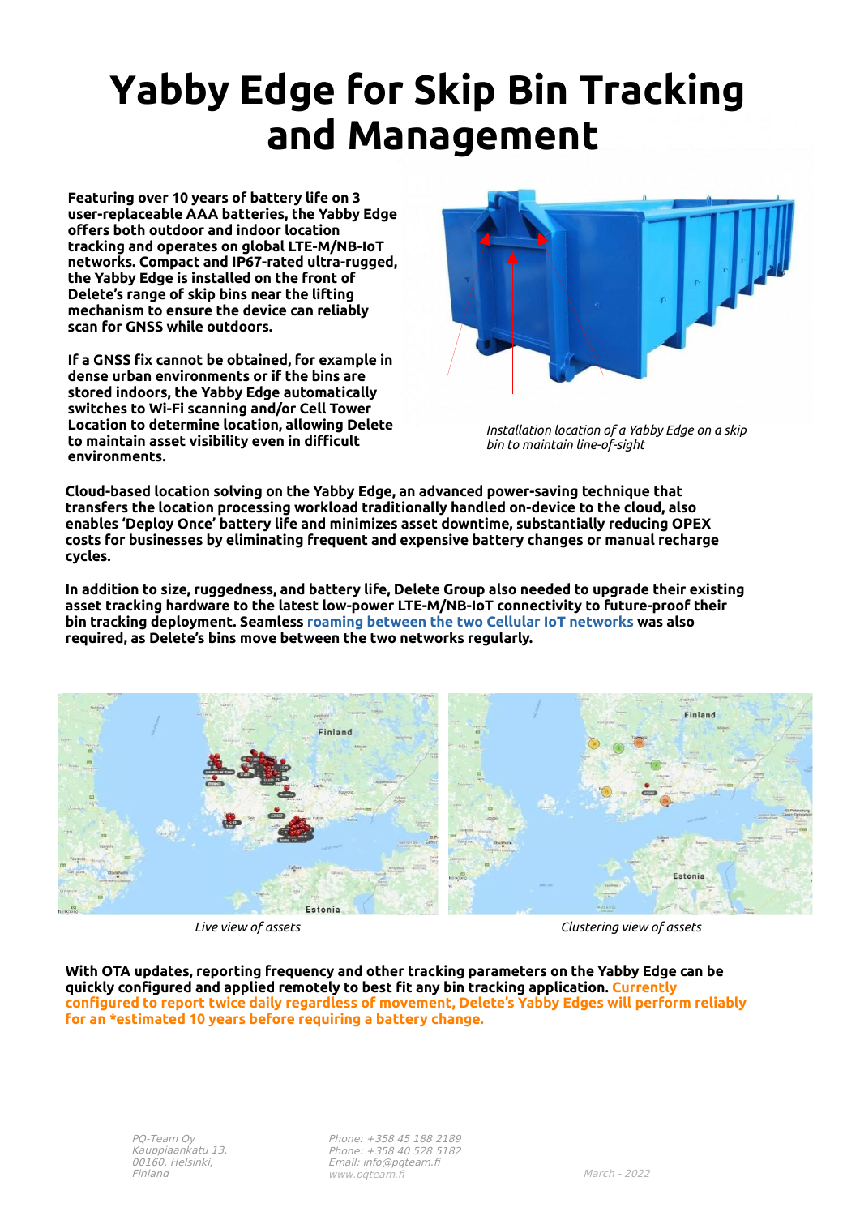# Yabby Edge for Skip Bin Tracking and Management

**Featuring over 10 years of battery life on 3 user-replaceable AAA batteries, the Yabby Edge offers both outdoor and indoor location tracking and operates on global LTE-M/NB-IoT networks. Compact and IP67-rated ultra-rugged, the Yabby Edge is installed on the front of Delete's range of skip bins near the lifting mechanism to ensure the device can reliably scan for GNSS while outdoors.**

**If a GNSS fix cannot be obtained, for example in dense urban environments or if the bins are stored indoors, the Yabby Edge automatically switches to Wi-Fi scanning and/or Cell Tower Location to determine location, allowing Delete to maintain asset visibility even in difficult environments.**

*Installation location of a Yabby Edge on a skip bin to maintain line-of-sight*

**Cloud-based location solving on the Yabby Edge, an advanced power-saving technique that transfers the location processing workload traditionally handled on-device to the cloud, also enables 'Deploy Once' battery life and minimizes asset downtime, substantially reducing OPEX costs for businesses by eliminating frequent and expensive battery changes or manual recharge cycles.**

**In addition to size, ruggedness, and battery life, Delete Group also needed to upgrade their existing asset tracking hardware to the latest low-power LTE-M/NB-IoT connectivity to future-proof their bin tracking deployment. Seamless roaming between the two Cellular IoT networks was also required, as Delete's bins move between the two networks regularly.**

*Live view of assets*

*Clustering view of assets*

**With OTA updates, reporting frequency and other tracking parameters on the Yabby Edge can be quickly configured and applied remotely to best fit any bin tracking application. Currently configured to report twice daily regardless of movement, Delete's Yabby Edges will perform reliably for an *estimated 10 years before requiring a battery change.**

*PQ-Team Oy*
*Kauppiaankatu 13,*
*00160, Helsinki,*
*Finland*

*Phone: +358 45 188 2189*
*Phone: +358 40 528 5182*
*Email: info@pqteam.fi*
*www.pqteam.fi*

*March - 2022*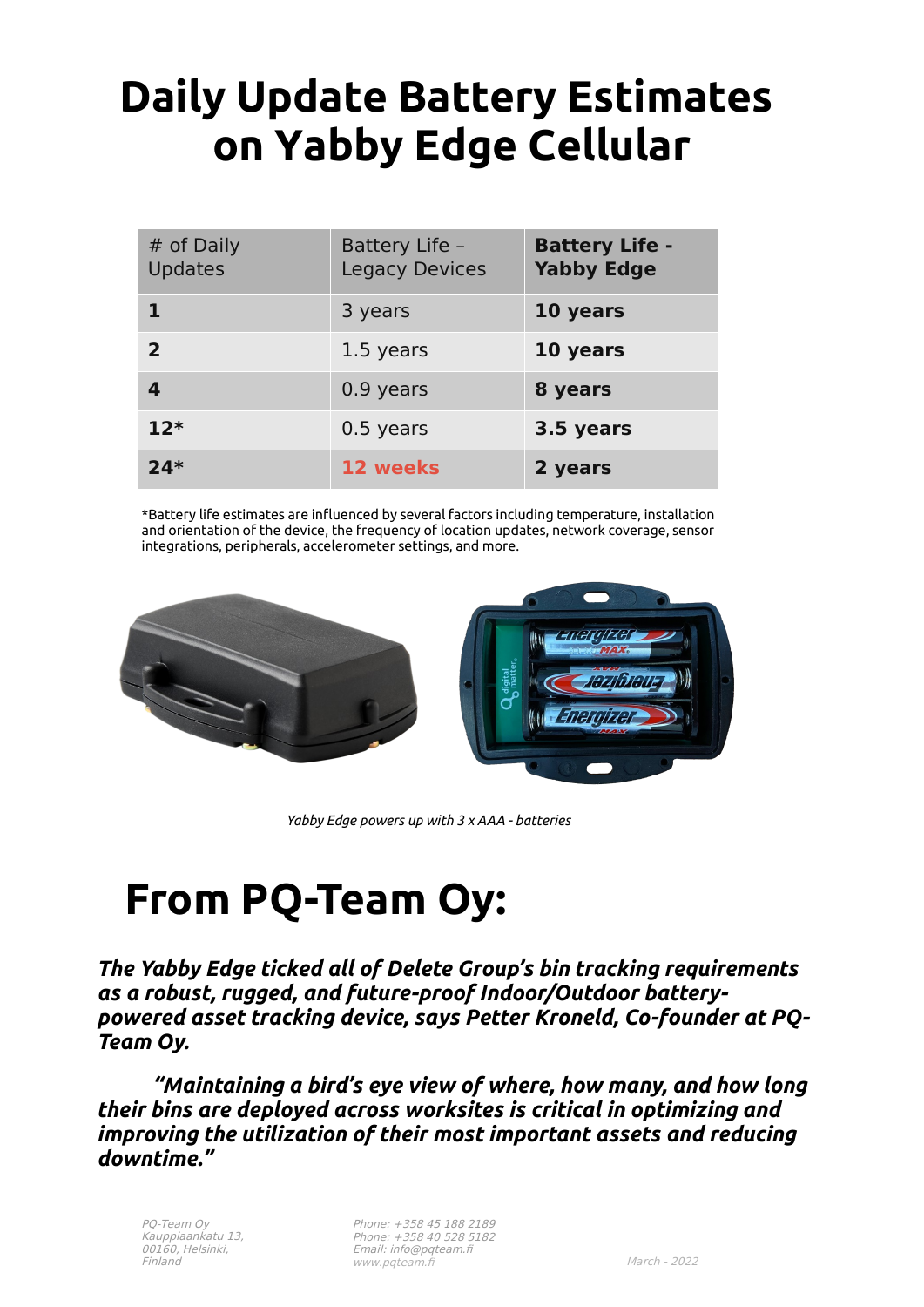# Daily Update Battery Estimates on Yabby Edge Cellular

| # of Daily Updates | Battery Life – Legacy Devices | **Battery Life - Yabby Edge** |
|---|---|---|
| **1** | 3 years | **10 years** |
| **2** | 1.5 years | **10 years** |
| **4** | 0.9 years | **8 years** |
| **12*** | 0.5 years | **3.5 years** |
| **24*** | **12 weeks** | **2 years** |

*Battery life estimates are influenced by several factors including temperature, installation and orientation of the device, the frequency of location updates, network coverage, sensor integrations, peripherals, accelerometer settings, and more.

*Yabby Edge powers up with 3 x AAA - batteries*

# From PQ-Team Oy:

***The Yabby Edge ticked all of Delete Group's bin tracking requirements as a robust, rugged, and future-proof Indoor/Outdoor battery-powered asset tracking device, says Petter Kroneld, Co-founder at PQ-Team Oy.***

***"Maintaining a bird's eye view of where, how many, and how long their bins are deployed across worksites is critical in optimizing and improving the utilization of their most important assets and reducing downtime."***

*PQ-Team Oy*
*Kauppiaankatu 13,*
*00160, Helsinki,*
*Finland*

*Phone: +358 45 188 2189*
*Phone: +358 40 528 5182*
*Email: info@pqteam.fi*
*www.pqteam.fi*

*March - 2022*